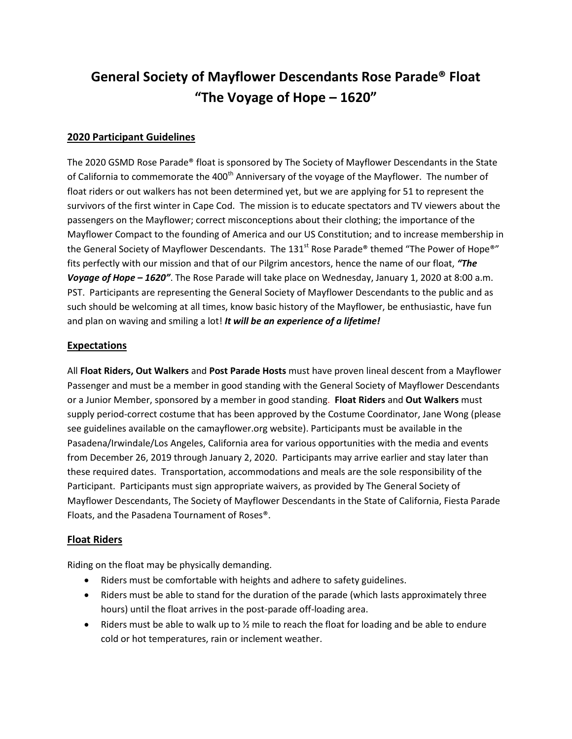# General Society of Mayflower Descendants Rose Parade® Float "The Voyage of Hope – 1620"

## 2020 Participant Guidelines

The 2020 GSMD Rose Parade® float is sponsored by The Society of Mayflower Descendants in the State of California to commemorate the 400th Anniversary of the voyage of the Mayflower. The number of float riders or out walkers has not been determined yet, but we are applying for 51 to represent the survivors of the first winter in Cape Cod. The mission is to educate spectators and TV viewers about the passengers on the Mayflower; correct misconceptions about their clothing; the importance of the Mayflower Compact to the founding of America and our US Constitution; and to increase membership in the General Society of Mayflower Descendants. The 131st Rose Parade® themed "The Power of Hope®" fits perfectly with our mission and that of our Pilgrim ancestors, hence the name of our float, ***"The Voyage of Hope – 1620"***. The Rose Parade will take place on Wednesday, January 1, 2020 at 8:00 a.m. PST. Participants are representing the General Society of Mayflower Descendants to the public and as such should be welcoming at all times, know basic history of the Mayflower, be enthusiastic, have fun and plan on waving and smiling a lot! ***It will be an experience of a lifetime!***

## Expectations

All **Float Riders, Out Walkers** and **Post Parade Hosts** must have proven lineal descent from a Mayflower Passenger and must be a member in good standing with the General Society of Mayflower Descendants or a Junior Member, sponsored by a member in good standing. **Float Riders** and **Out Walkers** must supply period-correct costume that has been approved by the Costume Coordinator, Jane Wong (please see guidelines available on the camayflower.org website). Participants must be available in the Pasadena/Irwindale/Los Angeles, California area for various opportunities with the media and events from December 26, 2019 through January 2, 2020. Participants may arrive earlier and stay later than these required dates. Transportation, accommodations and meals are the sole responsibility of the Participant. Participants must sign appropriate waivers, as provided by The General Society of Mayflower Descendants, The Society of Mayflower Descendants in the State of California, Fiesta Parade Floats, and the Pasadena Tournament of Roses®.

## Float Riders

Riding on the float may be physically demanding.

- Riders must be comfortable with heights and adhere to safety guidelines.
- Riders must be able to stand for the duration of the parade (which lasts approximately three hours) until the float arrives in the post-parade off-loading area.
- Riders must be able to walk up to ½ mile to reach the float for loading and be able to endure cold or hot temperatures, rain or inclement weather.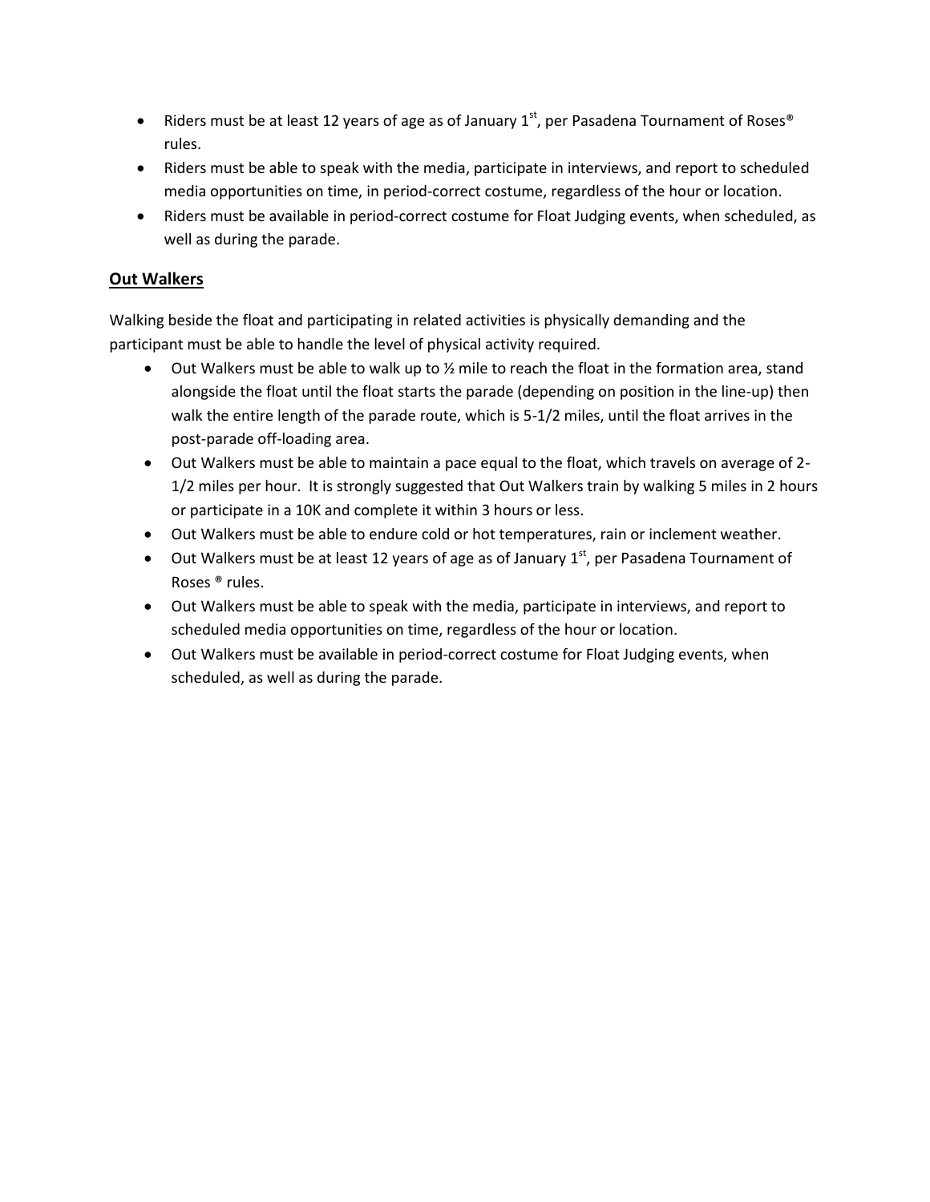- Riders must be at least 12 years of age as of January 1st, per Pasadena Tournament of Roses® rules.
- Riders must be able to speak with the media, participate in interviews, and report to scheduled media opportunities on time, in period-correct costume, regardless of the hour or location.
- Riders must be available in period-correct costume for Float Judging events, when scheduled, as well as during the parade.

## Out Walkers

Walking beside the float and participating in related activities is physically demanding and the participant must be able to handle the level of physical activity required.

- Out Walkers must be able to walk up to ½ mile to reach the float in the formation area, stand alongside the float until the float starts the parade (depending on position in the line-up) then walk the entire length of the parade route, which is 5-1/2 miles, until the float arrives in the post-parade off-loading area.
- Out Walkers must be able to maintain a pace equal to the float, which travels on average of 2-1/2 miles per hour. It is strongly suggested that Out Walkers train by walking 5 miles in 2 hours or participate in a 10K and complete it within 3 hours or less.
- Out Walkers must be able to endure cold or hot temperatures, rain or inclement weather.
- Out Walkers must be at least 12 years of age as of January 1st, per Pasadena Tournament of Roses ® rules.
- Out Walkers must be able to speak with the media, participate in interviews, and report to scheduled media opportunities on time, regardless of the hour or location.
- Out Walkers must be available in period-correct costume for Float Judging events, when scheduled, as well as during the parade.